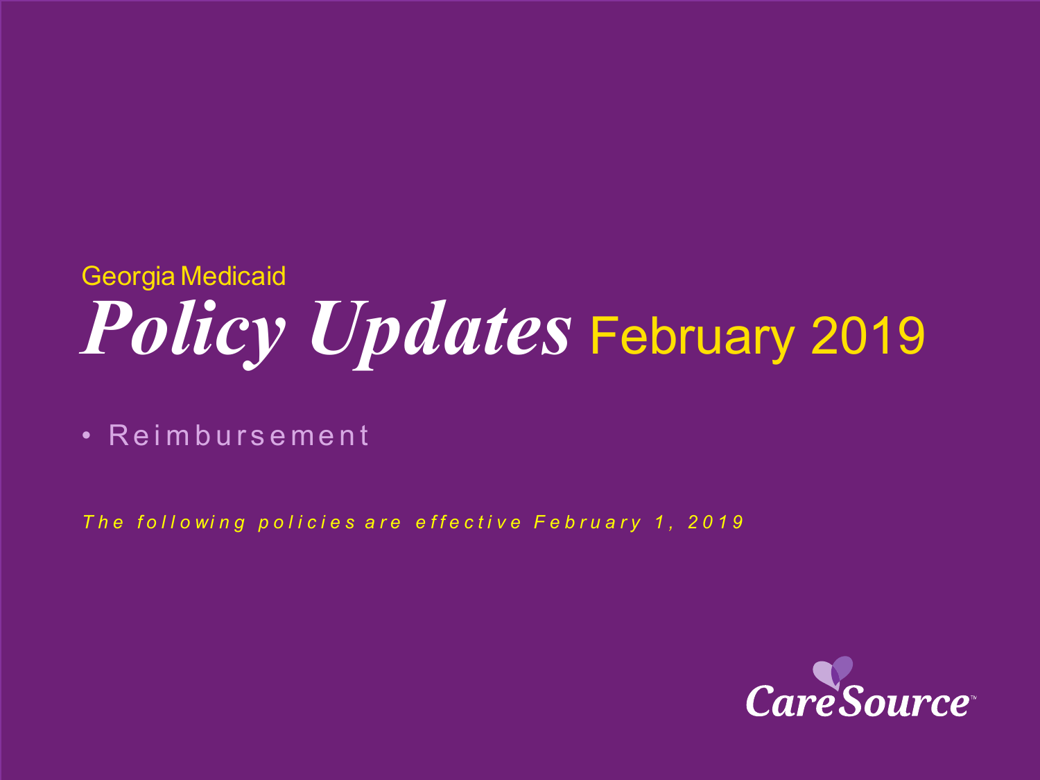Georgia Medicaid

# *Policy Updates* February 2019

- Reimbursement

*The following policies are effective February 1, 2019*

CareSource™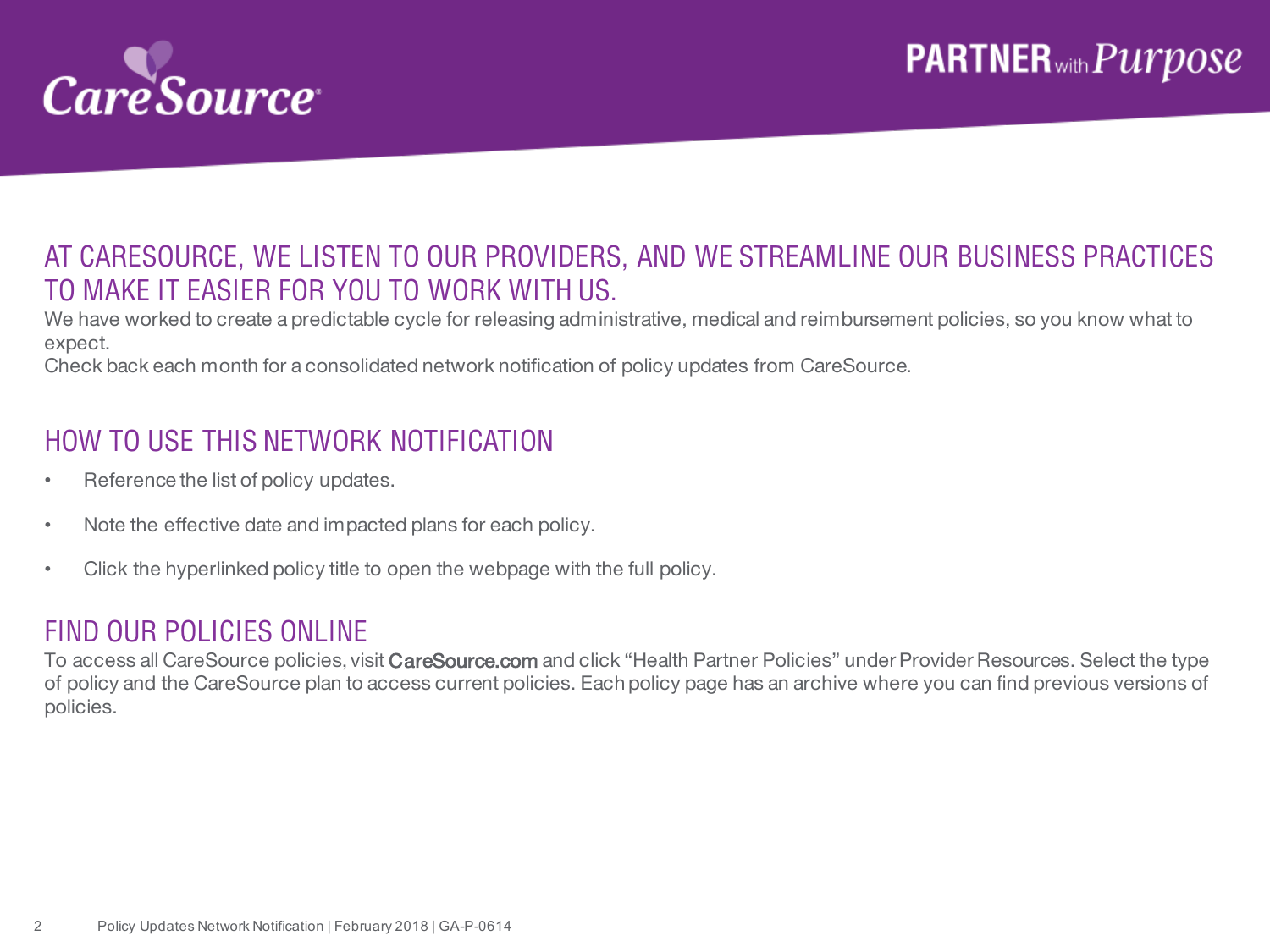## AT CARESOURCE, WE LISTEN TO OUR PROVIDERS, AND WE STREAMLINE OUR BUSINESS PRACTICES TO MAKE IT EASIER FOR YOU TO WORK WITH US.

We have worked to create a predictable cycle for releasing administrative, medical and reimbursement policies, so you know what to expect.

Check back each month for a consolidated network notification of policy updates from CareSource.

## HOW TO USE THIS NETWORK NOTIFICATION

- Reference the list of policy updates.
- Note the effective date and impacted plans for each policy.
- Click the hyperlinked policy title to open the webpage with the full policy.

## FIND OUR POLICIES ONLINE

To access all CareSource policies, visit CareSource.com and click "Health Partner Policies" under Provider Resources. Select the type of policy and the CareSource plan to access current policies. Each policy page has an archive where you can find previous versions of policies.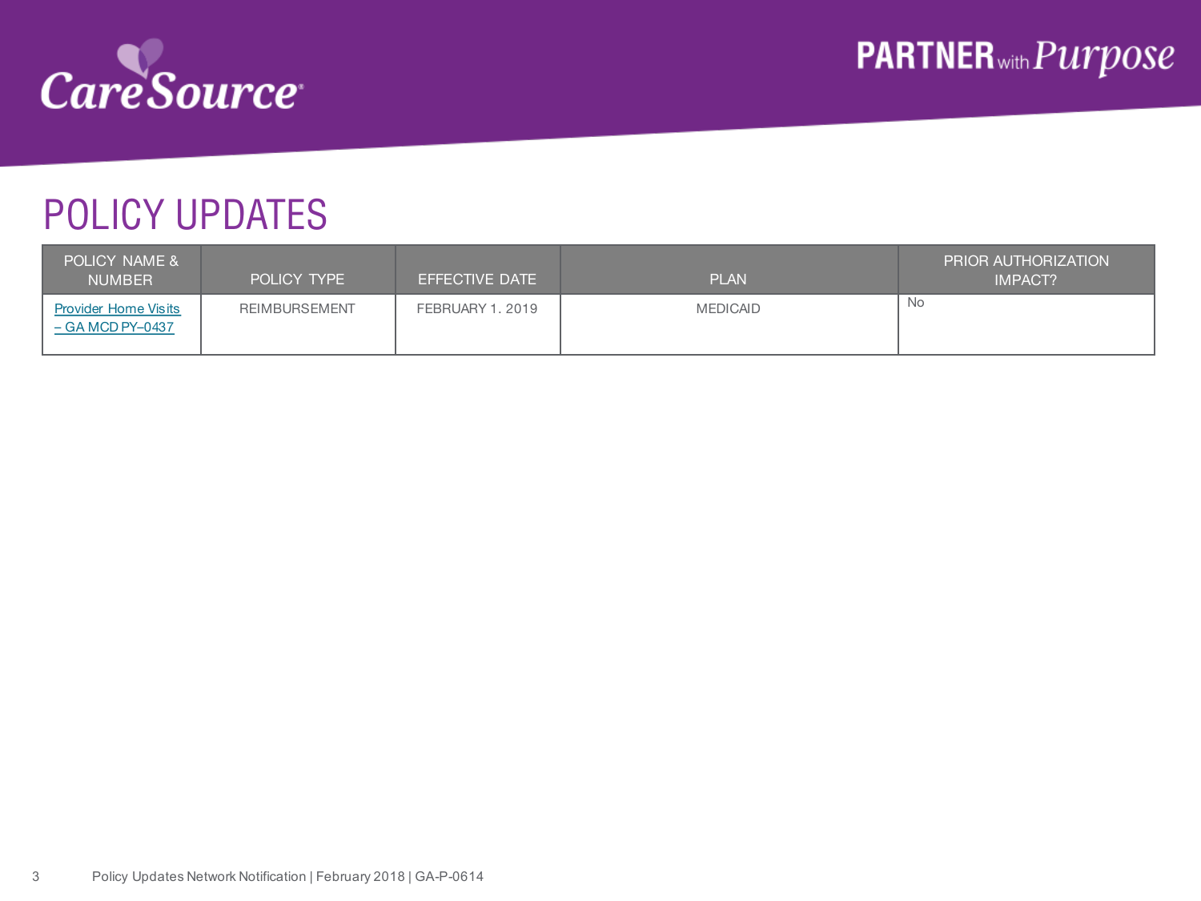# POLICY UPDATES

| POLICY NAME & NUMBER | POLICY TYPE | EFFECTIVE DATE | PLAN | PRIOR AUTHORIZATION IMPACT? |
| --- | --- | --- | --- | --- |
| Provider Home Visits – GA MCD PY–0437 | REIMBURSEMENT | FEBRUARY 1. 2019 | MEDICAID | No |